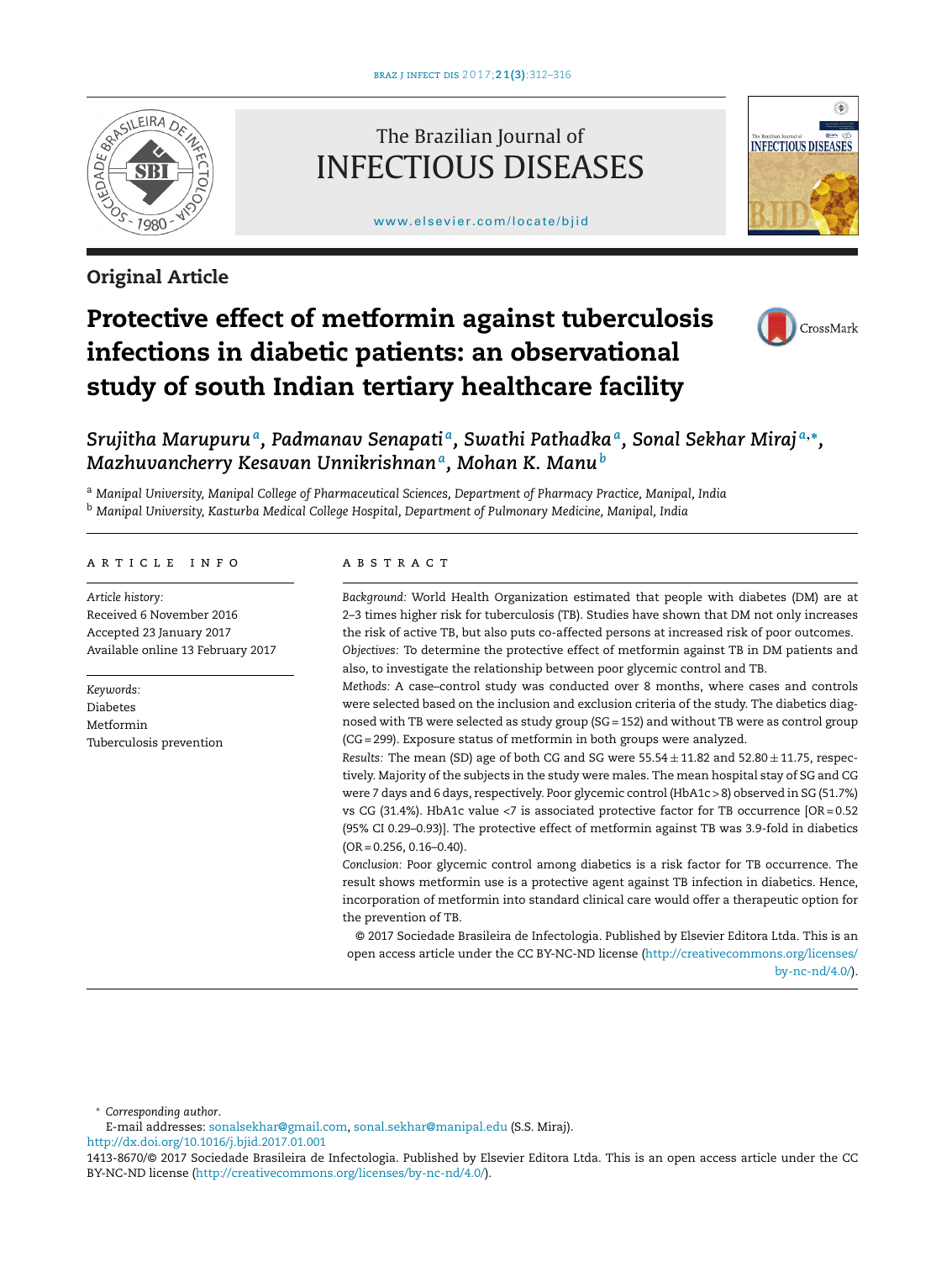The Brazilian Journal of
INFECTIOUS DISEASES

www.elsevier.com/locate/bjid

Original Article

# Protective effect of metformin against tuberculosis infections in diabetic patients: an observational study of south Indian tertiary healthcare facility

*Srujitha Marupuru*[a], *Padmanav Senapati*[a], *Swathi Pathadka*[a], *Sonal Sekhar Miraj*[a,*], *Mazhuvancherry Kesavan Unnikrishnan*[a], *Mohan K. Manu*[b]

[a] *Manipal University, Manipal College of Pharmaceutical Sciences, Department of Pharmacy Practice, Manipal, India*
[b] *Manipal University, Kasturba Medical College Hospital, Department of Pulmonary Medicine, Manipal, India*

## ARTICLE INFO

*Article history:*
Received 6 November 2016
Accepted 23 January 2017
Available online 13 February 2017

*Keywords:*
Diabetes
Metformin
Tuberculosis prevention

## ABSTRACT

*Background:* World Health Organization estimated that people with diabetes (DM) are at 2–3 times higher risk for tuberculosis (TB). Studies have shown that DM not only increases the risk of active TB, but also puts co-affected persons at increased risk of poor outcomes.
*Objectives:* To determine the protective effect of metformin against TB in DM patients and also, to investigate the relationship between poor glycemic control and TB.
*Methods:* A case–control study was conducted over 8 months, where cases and controls were selected based on the inclusion and exclusion criteria of the study. The diabetics diagnosed with TB were selected as study group (SG = 152) and without TB were as control group (CG = 299). Exposure status of metformin in both groups were analyzed.
*Results:* The mean (SD) age of both CG and SG were 55.54 ± 11.82 and 52.80 ± 11.75, respectively. Majority of the subjects in the study were males. The mean hospital stay of SG and CG were 7 days and 6 days, respectively. Poor glycemic control (HbA1c > 8) observed in SG (51.7%) vs CG (31.4%). HbA1c value <7 is associated protective factor for TB occurrence [OR = 0.52 (95% CI 0.29–0.93)]. The protective effect of metformin against TB was 3.9-fold in diabetics (OR = 0.256, 0.16–0.40).
*Conclusion:* Poor glycemic control among diabetics is a risk factor for TB occurrence. The result shows metformin use is a protective agent against TB infection in diabetics. Hence, incorporation of metformin into standard clinical care would offer a therapeutic option for the prevention of TB.

© 2017 Sociedade Brasileira de Infectologia. Published by Elsevier Editora Ltda. This is an open access article under the CC BY-NC-ND license (http://creativecommons.org/licenses/by-nc-nd/4.0/).

* *Corresponding author.*
E-mail addresses: sonalsekhar@gmail.com, sonal.sekhar@manipal.edu (S.S. Miraj).
http://dx.doi.org/10.1016/j.bjid.2017.01.001
1413-8670/© 2017 Sociedade Brasileira de Infectologia. Published by Elsevier Editora Ltda. This is an open access article under the CC BY-NC-ND license (http://creativecommons.org/licenses/by-nc-nd/4.0/).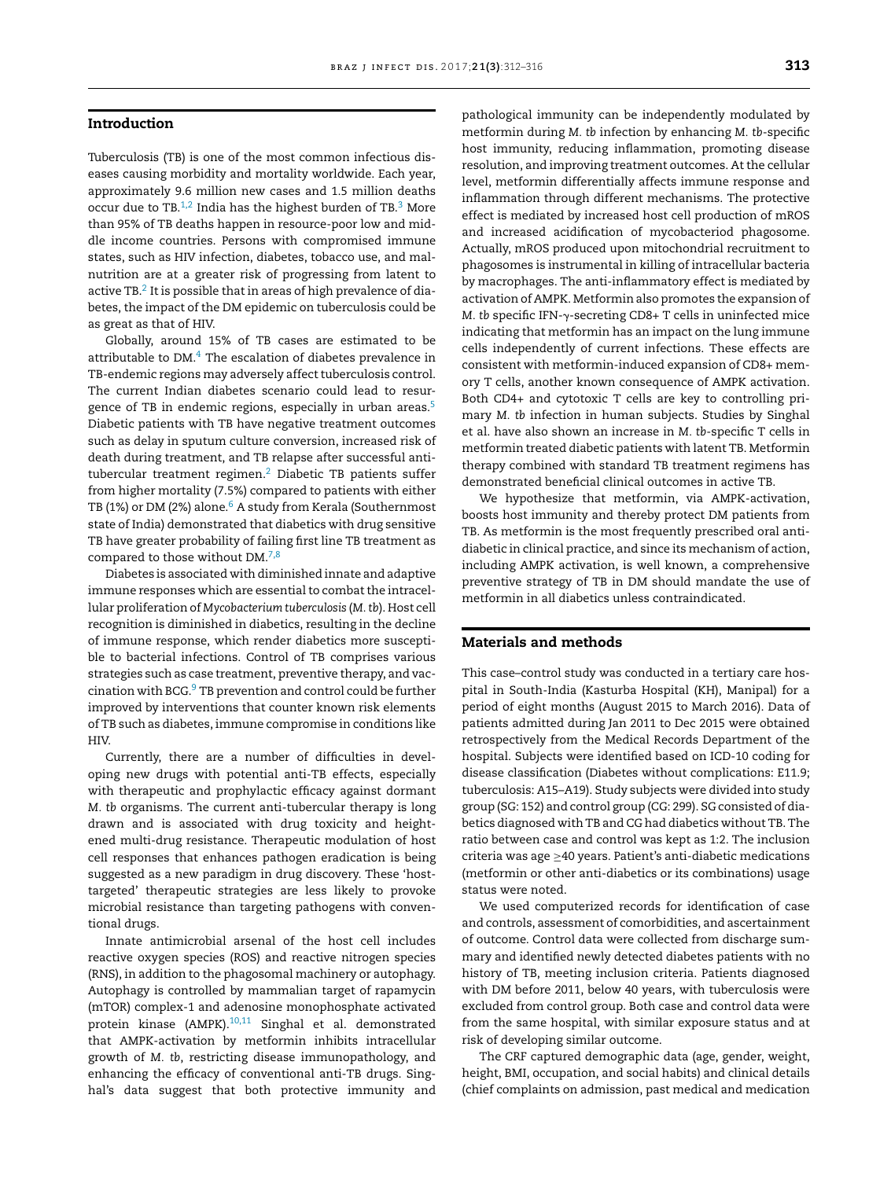## Introduction

Tuberculosis (TB) is one of the most common infectious diseases causing morbidity and mortality worldwide. Each year, approximately 9.6 million new cases and 1.5 million deaths occur due to TB.[1,2] India has the highest burden of TB.[3] More than 95% of TB deaths happen in resource-poor low and middle income countries. Persons with compromised immune states, such as HIV infection, diabetes, tobacco use, and malnutrition are at a greater risk of progressing from latent to active TB.[2] It is possible that in areas of high prevalence of diabetes, the impact of the DM epidemic on tuberculosis could be as great as that of HIV.

Globally, around 15% of TB cases are estimated to be attributable to DM.[4] The escalation of diabetes prevalence in TB-endemic regions may adversely affect tuberculosis control. The current Indian diabetes scenario could lead to resurgence of TB in endemic regions, especially in urban areas.[5] Diabetic patients with TB have negative treatment outcomes such as delay in sputum culture conversion, increased risk of death during treatment, and TB relapse after successful antitubercular treatment regimen.[2] Diabetic TB patients suffer from higher mortality (7.5%) compared to patients with either TB (1%) or DM (2%) alone.[6] A study from Kerala (Southernmost state of India) demonstrated that diabetics with drug sensitive TB have greater probability of failing first line TB treatment as compared to those without DM.[7,8]

Diabetes is associated with diminished innate and adaptive immune responses which are essential to combat the intracellular proliferation of *Mycobacterium tuberculosis* (*M. tb*). Host cell recognition is diminished in diabetics, resulting in the decline of immune response, which render diabetics more susceptible to bacterial infections. Control of TB comprises various strategies such as case treatment, preventive therapy, and vaccination with BCG.[9] TB prevention and control could be further improved by interventions that counter known risk elements of TB such as diabetes, immune compromise in conditions like HIV.

Currently, there are a number of difficulties in developing new drugs with potential anti-TB effects, especially with therapeutic and prophylactic efficacy against dormant *M. tb* organisms. The current anti-tubercular therapy is long drawn and is associated with drug toxicity and heightened multi-drug resistance. Therapeutic modulation of host cell responses that enhances pathogen eradication is being suggested as a new paradigm in drug discovery. These 'host-targeted' therapeutic strategies are less likely to provoke microbial resistance than targeting pathogens with conventional drugs.

Innate antimicrobial arsenal of the host cell includes reactive oxygen species (ROS) and reactive nitrogen species (RNS), in addition to the phagosomal machinery or autophagy. Autophagy is controlled by mammalian target of rapamycin (mTOR) complex-1 and adenosine monophosphate activated protein kinase (AMPK).[10,11] Singhal et al. demonstrated that AMPK-activation by metformin inhibits intracellular growth of *M. tb*, restricting disease immunopathology, and enhancing the efficacy of conventional anti-TB drugs. Singhal's data suggest that both protective immunity and pathological immunity can be independently modulated by metformin during *M. tb* infection by enhancing *M. tb*-specific host immunity, reducing inflammation, promoting disease resolution, and improving treatment outcomes. At the cellular level, metformin differentially affects immune response and inflammation through different mechanisms. The protective effect is mediated by increased host cell production of mROS and increased acidification of mycobacteriod phagosome. Actually, mROS produced upon mitochondrial recruitment to phagosomes is instrumental in killing of intracellular bacteria by macrophages. The anti-inflammatory effect is mediated by activation of AMPK. Metformin also promotes the expansion of *M. tb* specific IFN-γ-secreting CD8+ T cells in uninfected mice indicating that metformin has an impact on the lung immune cells independently of current infections. These effects are consistent with metformin-induced expansion of CD8+ memory T cells, another known consequence of AMPK activation. Both CD4+ and cytotoxic T cells are key to controlling primary *M. tb* infection in human subjects. Studies by Singhal et al. have also shown an increase in *M. tb*-specific T cells in metformin treated diabetic patients with latent TB. Metformin therapy combined with standard TB treatment regimens has demonstrated beneficial clinical outcomes in active TB.

We hypothesize that metformin, via AMPK-activation, boosts host immunity and thereby protect DM patients from TB. As metformin is the most frequently prescribed oral antidiabetic in clinical practice, and since its mechanism of action, including AMPK activation, is well known, a comprehensive preventive strategy of TB in DM should mandate the use of metformin in all diabetics unless contraindicated.

## Materials and methods

This case–control study was conducted in a tertiary care hospital in South-India (Kasturba Hospital (KH), Manipal) for a period of eight months (August 2015 to March 2016). Data of patients admitted during Jan 2011 to Dec 2015 were obtained retrospectively from the Medical Records Department of the hospital. Subjects were identified based on ICD-10 coding for disease classification (Diabetes without complications: E11.9; tuberculosis: A15–A19). Study subjects were divided into study group (SG: 152) and control group (CG: 299). SG consisted of diabetics diagnosed with TB and CG had diabetics without TB. The ratio between case and control was kept as 1:2. The inclusion criteria was age ≥40 years. Patient's anti-diabetic medications (metformin or other anti-diabetics or its combinations) usage status were noted.

We used computerized records for identification of case and controls, assessment of comorbidities, and ascertainment of outcome. Control data were collected from discharge summary and identified newly detected diabetes patients with no history of TB, meeting inclusion criteria. Patients diagnosed with DM before 2011, below 40 years, with tuberculosis were excluded from control group. Both case and control data were from the same hospital, with similar exposure status and at risk of developing similar outcome.

The CRF captured demographic data (age, gender, weight, height, BMI, occupation, and social habits) and clinical details (chief complaints on admission, past medical and medication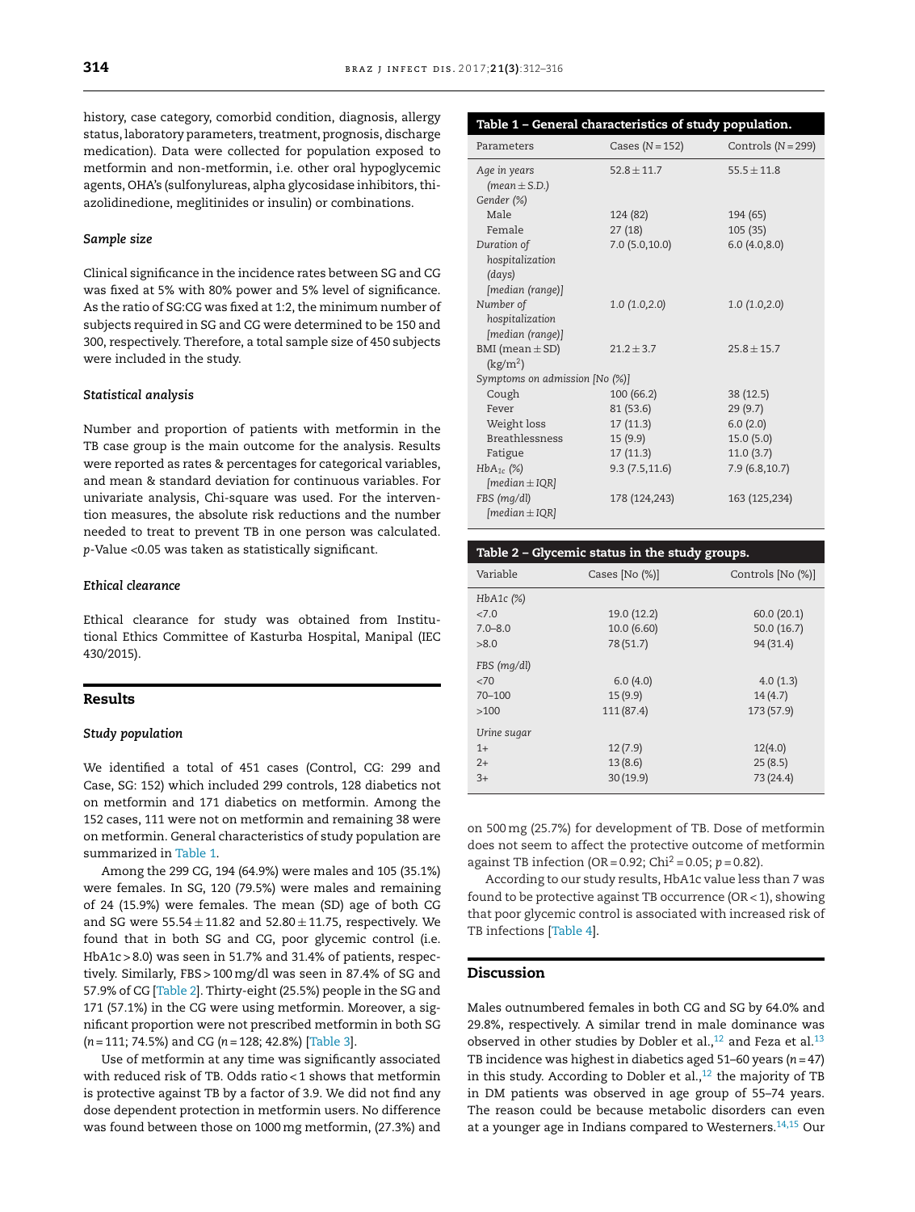history, case category, comorbid condition, diagnosis, allergy status, laboratory parameters, treatment, prognosis, discharge medication). Data were collected for population exposed to metformin and non-metformin, i.e. other oral hypoglycemic agents, OHA's (sulfonylureas, alpha glycosidase inhibitors, thiazolidinedione, meglitinides or insulin) or combinations.

### Sample size

Clinical significance in the incidence rates between SG and CG was fixed at 5% with 80% power and 5% level of significance. As the ratio of SG:CG was fixed at 1:2, the minimum number of subjects required in SG and CG were determined to be 150 and 300, respectively. Therefore, a total sample size of 450 subjects were included in the study.

### Statistical analysis

Number and proportion of patients with metformin in the TB case group is the main outcome for the analysis. Results were reported as rates & percentages for categorical variables, and mean & standard deviation for continuous variables. For univariate analysis, Chi-square was used. For the intervention measures, the absolute risk reductions and the number needed to treat to prevent TB in one person was calculated. *p*-Value <0.05 was taken as statistically significant.

### Ethical clearance

Ethical clearance for study was obtained from Institutional Ethics Committee of Kasturba Hospital, Manipal (IEC 430/2015).

## Results

### Study population

We identified a total of 451 cases (Control, CG: 299 and Case, SG: 152) which included 299 controls, 128 diabetics not on metformin and 171 diabetics on metformin. Among the 152 cases, 111 were not on metformin and remaining 38 were on metformin. General characteristics of study population are summarized in Table 1.

Among the 299 CG, 194 (64.9%) were males and 105 (35.1%) were females. In SG, 120 (79.5%) were males and remaining of 24 (15.9%) were females. The mean (SD) age of both CG and SG were 55.54 ± 11.82 and 52.80 ± 11.75, respectively. We found that in both SG and CG, poor glycemic control (i.e. HbA1c > 8.0) was seen in 51.7% and 31.4% of patients, respectively. Similarly, FBS > 100 mg/dl was seen in 87.4% of SG and 57.9% of CG [Table 2]. Thirty-eight (25.5%) people in the SG and 171 (57.1%) in the CG were using metformin. Moreover, a significant proportion were not prescribed metformin in both SG (*n* = 111; 74.5%) and CG (*n* = 128; 42.8%) [Table 3].

Use of metformin at any time was significantly associated with reduced risk of TB. Odds ratio < 1 shows that metformin is protective against TB by a factor of 3.9. We did not find any dose dependent protection in metformin users. No difference was found between those on 1000 mg metformin, (27.3%) and on 500 mg (25.7%) for development of TB. Dose of metformin does not seem to affect the protective outcome of metformin against TB infection (OR = 0.92; $Chi^2 = 0.05$; *p* = 0.82).

According to our study results, HbA1c value less than 7 was found to be protective against TB occurrence (OR < 1), showing that poor glycemic control is associated with increased risk of TB infections [Table 4].

**Table 1 – General characteristics of study population.**

| Parameters | Cases (N = 152) | Controls (N = 299) |
|---|---|---|
| *Age in years (mean ± S.D.)* | 52.8 ± 11.7 | 55.5 ± 11.8 |
| *Gender (%)* | | |
| Male | 124 (82) | 194 (65) |
| Female | 27 (18) | 105 (35) |
| *Duration of hospitalization (days) [median (range)]* | 7.0 (5.0,10.0) | 6.0 (4.0,8.0) |
| *Number of hospitalization [median (range)]* | 1.0 (1.0,2.0) | 1.0 (1.0,2.0) |
| BMI (mean ± SD) (kg/m$^2$) | 21.2 ± 3.7 | 25.8 ± 15.7 |
| *Symptoms on admission [No (%)]* | | |
| Cough | 100 (66.2) | 38 (12.5) |
| Fever | 81 (53.6) | 29 (9.7) |
| Weight loss | 17 (11.3) | 6.0 (2.0) |
| Breathlessness | 15 (9.9) | 15.0 (5.0) |
| Fatigue | 17 (11.3) | 11.0 (3.7) |
| *$HbA_{1c}$ (%) [median ± IQR]* | 9.3 (7.5,11.6) | 7.9 (6.8,10.7) |
| *FBS (mg/dl) [median ± IQR]* | 178 (124,243) | 163 (125,234) |

**Table 2 – Glycemic status in the study groups.**

| Variable | Cases [No (%)] | Controls [No (%)] |
|---|---|---|
| *HbA1c (%)* | | |
| <7.0 | 19.0 (12.2) | 60.0 (20.1) |
| 7.0–8.0 | 10.0 (6.60) | 50.0 (16.7) |
| >8.0 | 78 (51.7) | 94 (31.4) |
| *FBS (mg/dl)* | | |
| <70 | 6.0 (4.0) | 4.0 (1.3) |
| 70–100 | 15 (9.9) | 14 (4.7) |
| >100 | 111 (87.4) | 173 (57.9) |
| *Urine sugar* | | |
| 1+ | 12 (7.9) | 12(4.0) |
| 2+ | 13 (8.6) | 25 (8.5) |
| 3+ | 30 (19.9) | 73 (24.4) |

## Discussion

Males outnumbered females in both CG and SG by 64.0% and 29.8%, respectively. A similar trend in male dominance was observed in other studies by Dobler et al.,[12] and Feza et al.[13] TB incidence was highest in diabetics aged 51–60 years (*n* = 47) in this study. According to Dobler et al.,[12] the majority of TB in DM patients was observed in age group of 55–74 years. The reason could be because metabolic disorders can even at a younger age in Indians compared to Westerners.[14,15] Our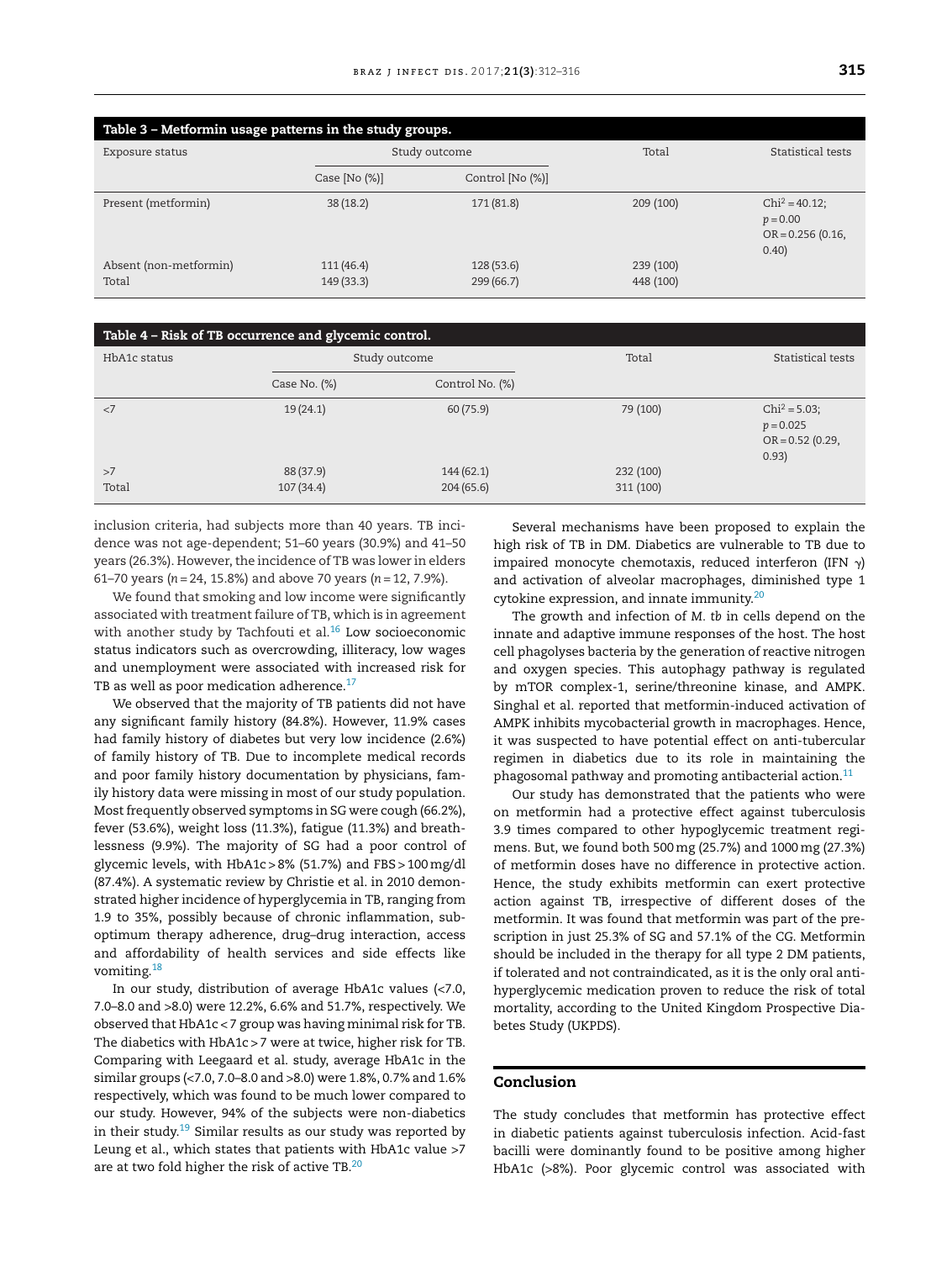**Table 3 – Metformin usage patterns in the study groups.**

| Exposure status | Study outcome | | Total | Statistical tests |
|---|---|---|---|---|
| | Case [No (%)] | Control [No (%)] | | |
| Present (metformin) | 38 (18.2) | 171 (81.8) | 209 (100) | $Chi^2 = 40.12$; $p = 0.00$ OR = 0.256 (0.16, 0.40) |
| Absent (non-metformin) | 111 (46.4) | 128 (53.6) | 239 (100) | |
| Total | 149 (33.3) | 299 (66.7) | 448 (100) | |

**Table 4 – Risk of TB occurrence and glycemic control.**

| HbA1c status | Study outcome | | Total | Statistical tests |
|---|---|---|---|---|
| | Case No. (%) | Control No. (%) | | |
| <7 | 19 (24.1) | 60 (75.9) | 79 (100) | $Chi^2 = 5.03$; $p = 0.025$ OR = 0.52 (0.29, 0.93) |
| >7 | 88 (37.9) | 144 (62.1) | 232 (100) | |
| Total | 107 (34.4) | 204 (65.6) | 311 (100) | |

inclusion criteria, had subjects more than 40 years. TB incidence was not age-dependent; 51–60 years (30.9%) and 41–50 years (26.3%). However, the incidence of TB was lower in elders 61–70 years (n = 24, 15.8%) and above 70 years (n = 12, 7.9%).

We found that smoking and low income were significantly associated with treatment failure of TB, which is in agreement with another study by Tachfouti et al.[16] Low socioeconomic status indicators such as overcrowding, illiteracy, low wages and unemployment were associated with increased risk for TB as well as poor medication adherence.[17]

We observed that the majority of TB patients did not have any significant family history (84.8%). However, 11.9% cases had family history of diabetes but very low incidence (2.6%) of family history of TB. Due to incomplete medical records and poor family history documentation by physicians, family history data were missing in most of our study population. Most frequently observed symptoms in SG were cough (66.2%), fever (53.6%), weight loss (11.3%), fatigue (11.3%) and breathlessness (9.9%). The majority of SG had a poor control of glycemic levels, with HbA1c > 8% (51.7%) and FBS > 100 mg/dl (87.4%). A systematic review by Christie et al. in 2010 demonstrated higher incidence of hyperglycemia in TB, ranging from 1.9 to 35%, possibly because of chronic inflammation, sub-optimum therapy adherence, drug–drug interaction, access and affordability of health services and side effects like vomiting.[18]

In our study, distribution of average HbA1c values (<7.0, 7.0–8.0 and >8.0) were 12.2%, 6.6% and 51.7%, respectively. We observed that HbA1c < 7 group was having minimal risk for TB. The diabetics with HbA1c > 7 were at twice, higher risk for TB. Comparing with Leegaard et al. study, average HbA1c in the similar groups (<7.0, 7.0–8.0 and >8.0) were 1.8%, 0.7% and 1.6% respectively, which was found to be much lower compared to our study. However, 94% of the subjects were non-diabetics in their study.[19] Similar results as our study was reported by Leung et al., which states that patients with HbA1c value >7 are at two fold higher the risk of active TB.[20]

Several mechanisms have been proposed to explain the high risk of TB in DM. Diabetics are vulnerable to TB due to impaired monocyte chemotaxis, reduced interferon (IFN $\gamma$) and activation of alveolar macrophages, diminished type 1 cytokine expression, and innate immunity.[20]

The growth and infection of *M. tb* in cells depend on the innate and adaptive immune responses of the host. The host cell phagolyses bacteria by the generation of reactive nitrogen and oxygen species. This autophagy pathway is regulated by mTOR complex-1, serine/threonine kinase, and AMPK. Singhal et al. reported that metformin-induced activation of AMPK inhibits mycobacterial growth in macrophages. Hence, it was suspected to have potential effect on anti-tubercular regimen in diabetics due to its role in maintaining the phagosomal pathway and promoting antibacterial action.[11]

Our study has demonstrated that the patients who were on metformin had a protective effect against tuberculosis 3.9 times compared to other hypoglycemic treatment regimens. But, we found both 500 mg (25.7%) and 1000 mg (27.3%) of metformin doses have no difference in protective action. Hence, the study exhibits metformin can exert protective action against TB, irrespective of different doses of the metformin. It was found that metformin was part of the prescription in just 25.3% of SG and 57.1% of the CG. Metformin should be included in the therapy for all type 2 DM patients, if tolerated and not contraindicated, as it is the only oral antihyperglycemic medication proven to reduce the risk of total mortality, according to the United Kingdom Prospective Diabetes Study (UKPDS).

## Conclusion

The study concludes that metformin has protective effect in diabetic patients against tuberculosis infection. Acid-fast bacilli were dominantly found to be positive among higher HbA1c (>8%). Poor glycemic control was associated with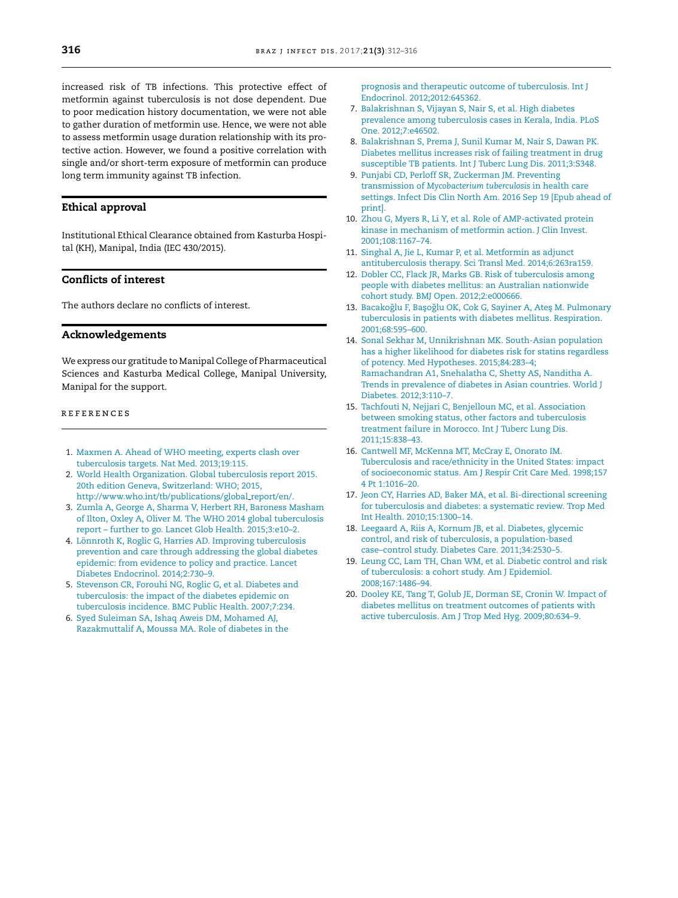increased risk of TB infections. This protective effect of metformin against tuberculosis is not dose dependent. Due to poor medication history documentation, we were not able to gather duration of metformin use. Hence, we were not able to assess metformin usage duration relationship with its protective action. However, we found a positive correlation with single and/or short-term exposure of metformin can produce long term immunity against TB infection.

## Ethical approval

Institutional Ethical Clearance obtained from Kasturba Hospital (KH), Manipal, India (IEC 430/2015).

## Conflicts of interest

The authors declare no conflicts of interest.

## Acknowledgements

We express our gratitude to Manipal College of Pharmaceutical Sciences and Kasturba Medical College, Manipal University, Manipal for the support.

## REFERENCES

1. Maxmen A. Ahead of WHO meeting, experts clash over tuberculosis targets. Nat Med. 2013;19:115.
2. World Health Organization. Global tuberculosis report 2015. 20th edition Geneva, Switzerland: WHO; 2015, http://www.who.int/tb/publications/global_report/en/.
3. Zumla A, George A, Sharma V, Herbert RH, Baroness Masham of Ilton, Oxley A, Oliver M. The WHO 2014 global tuberculosis report – further to go. Lancet Glob Health. 2015;3:e10–2.
4. Lönnroth K, Roglic G, Harries AD. Improving tuberculosis prevention and care through addressing the global diabetes epidemic: from evidence to policy and practice. Lancet Diabetes Endocrinol. 2014;2:730–9.
5. Stevenson CR, Forouhi NG, Roglic G, et al. Diabetes and tuberculosis: the impact of the diabetes epidemic on tuberculosis incidence. BMC Public Health. 2007;7:234.
6. Syed Suleiman SA, Ishaq Aweis DM, Mohamed AJ, Razakmuttalif A, Moussa MA. Role of diabetes in the prognosis and therapeutic outcome of tuberculosis. Int J Endocrinol. 2012;2012:645362.
7. Balakrishnan S, Vijayan S, Nair S, et al. High diabetes prevalence among tuberculosis cases in Kerala, India. PLoS One. 2012;7:e46502.
8. Balakrishnan S, Prema J, Sunil Kumar M, Nair S, Dawan PK. Diabetes mellitus increases risk of failing treatment in drug susceptible TB patients. Int J Tuberc Lung Dis. 2011;3:S348.
9. Punjabi CD, Perloff SR, Zuckerman JM. Preventing transmission of *Mycobacterium tuberculosis* in health care settings. Infect Dis Clin North Am. 2016 Sep 19 [Epub ahead of print].
10. Zhou G, Myers R, Li Y, et al. Role of AMP-activated protein kinase in mechanism of metformin action. J Clin Invest. 2001;108:1167–74.
11. Singhal A, Jie L, Kumar P, et al. Metformin as adjunct antituberculosis therapy. Sci Transl Med. 2014;6:263ra159.
12. Dobler CC, Flack JR, Marks GB. Risk of tuberculosis among people with diabetes mellitus: an Australian nationwide cohort study. BMJ Open. 2012;2:e000666.
13. Bacakoğlu F, Başoğlu OK, Cok G, Sayiner A, Ateş M. Pulmonary tuberculosis in patients with diabetes mellitus. Respiration. 2001;68:595–600.
14. Sonal Sekhar M, Unnikrishnan MK. South-Asian population has a higher likelihood for diabetes risk for statins regardless of potency. Med Hypotheses. 2015;84:283–4; Ramachandran A1, Snehalatha C, Shetty AS, Nanditha A. Trends in prevalence of diabetes in Asian countries. World J Diabetes. 2012;3:110–7.
15. Tachfouti N, Nejjari C, Benjelloun MC, et al. Association between smoking status, other factors and tuberculosis treatment failure in Morocco. Int J Tuberc Lung Dis. 2011;15:838–43.
16. Cantwell MF, McKenna MT, McCray E, Onorato IM. Tuberculosis and race/ethnicity in the United States: impact of socioeconomic status. Am J Respir Crit Care Med. 1998;157 4 Pt 1:1016–20.
17. Jeon CY, Harries AD, Baker MA, et al. Bi-directional screening for tuberculosis and diabetes: a systematic review. Trop Med Int Health. 2010;15:1300–14.
18. Leegaard A, Riis A, Kornum JB, et al. Diabetes, glycemic control, and risk of tuberculosis, a population-based case–control study. Diabetes Care. 2011;34:2530–5.
19. Leung CC, Lam TH, Chan WM, et al. Diabetic control and risk of tuberculosis: a cohort study. Am J Epidemiol. 2008;167:1486–94.
20. Dooley KE, Tang T, Golub JE, Dorman SE, Cronin W. Impact of diabetes mellitus on treatment outcomes of patients with active tuberculosis. Am J Trop Med Hyg. 2009;80:634–9.